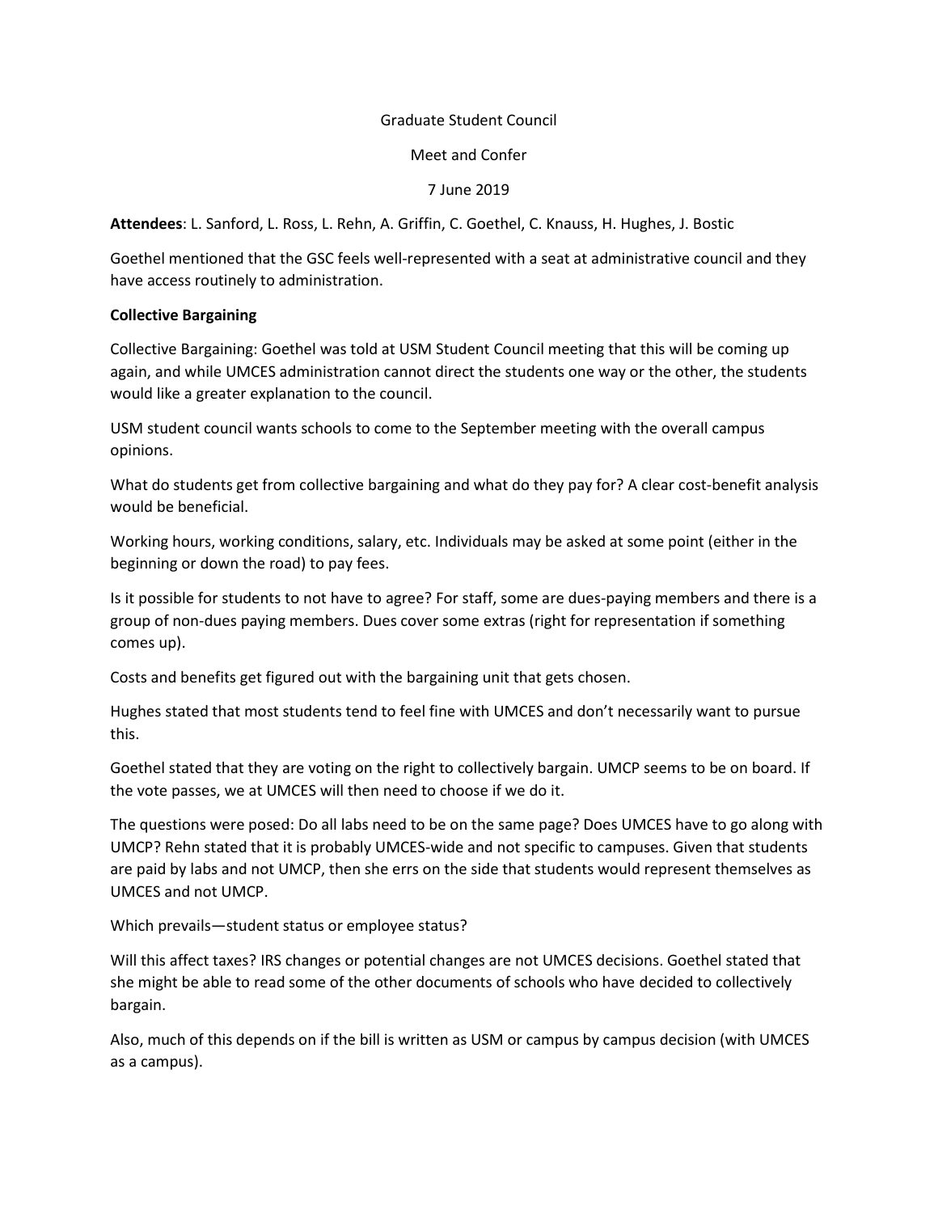Graduate Student Council

Meet and Confer

7 June 2019

**Attendees**: L. Sanford, L. Ross, L. Rehn, A. Griffin, C. Goethel, C. Knauss, H. Hughes, J. Bostic

Goethel mentioned that the GSC feels well-represented with a seat at administrative council and they have access routinely to administration.

**Collective Bargaining**

Collective Bargaining: Goethel was told at USM Student Council meeting that this will be coming up again, and while UMCES administration cannot direct the students one way or the other, the students would like a greater explanation to the council.

USM student council wants schools to come to the September meeting with the overall campus opinions.

What do students get from collective bargaining and what do they pay for? A clear cost-benefit analysis would be beneficial.

Working hours, working conditions, salary, etc. Individuals may be asked at some point (either in the beginning or down the road) to pay fees.

Is it possible for students to not have to agree? For staff, some are dues-paying members and there is a group of non-dues paying members. Dues cover some extras (right for representation if something comes up).

Costs and benefits get figured out with the bargaining unit that gets chosen.

Hughes stated that most students tend to feel fine with UMCES and don't necessarily want to pursue this.

Goethel stated that they are voting on the right to collectively bargain. UMCP seems to be on board. If the vote passes, we at UMCES will then need to choose if we do it.

The questions were posed: Do all labs need to be on the same page? Does UMCES have to go along with UMCP? Rehn stated that it is probably UMCES-wide and not specific to campuses. Given that students are paid by labs and not UMCP, then she errs on the side that students would represent themselves as UMCES and not UMCP.

Which prevails—student status or employee status?

Will this affect taxes? IRS changes or potential changes are not UMCES decisions. Goethel stated that she might be able to read some of the other documents of schools who have decided to collectively bargain.

Also, much of this depends on if the bill is written as USM or campus by campus decision (with UMCES as a campus).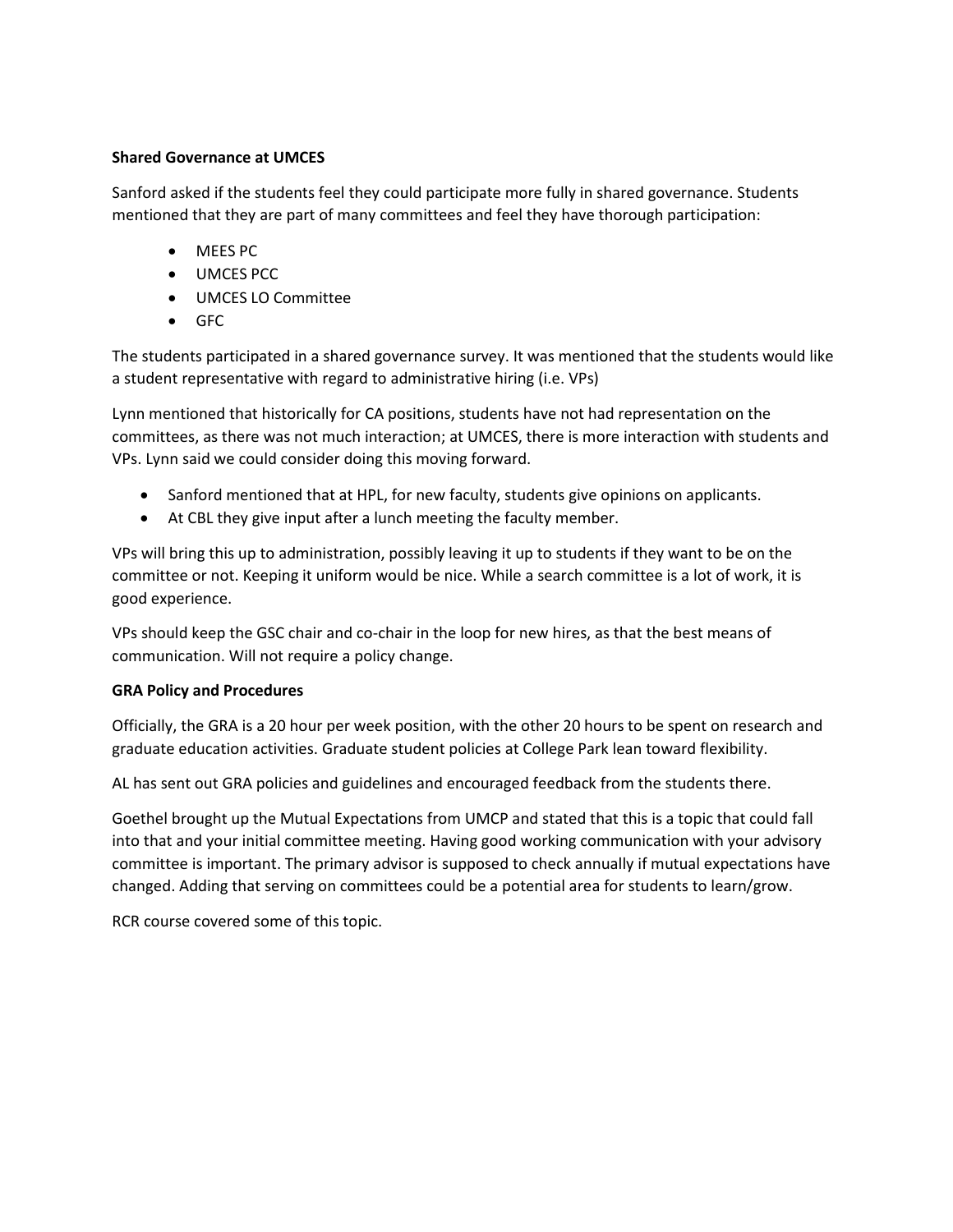**Shared Governance at UMCES**

Sanford asked if the students feel they could participate more fully in shared governance. Students mentioned that they are part of many committees and feel they have thorough participation:

- MEES PC
- UMCES PCC
- UMCES LO Committee
- GFC

The students participated in a shared governance survey. It was mentioned that the students would like a student representative with regard to administrative hiring (i.e. VPs)

Lynn mentioned that historically for CA positions, students have not had representation on the committees, as there was not much interaction; at UMCES, there is more interaction with students and VPs. Lynn said we could consider doing this moving forward.

- Sanford mentioned that at HPL, for new faculty, students give opinions on applicants.
- At CBL they give input after a lunch meeting the faculty member.

VPs will bring this up to administration, possibly leaving it up to students if they want to be on the committee or not. Keeping it uniform would be nice. While a search committee is a lot of work, it is good experience.

VPs should keep the GSC chair and co-chair in the loop for new hires, as that the best means of communication. Will not require a policy change.

**GRA Policy and Procedures**

Officially, the GRA is a 20 hour per week position, with the other 20 hours to be spent on research and graduate education activities. Graduate student policies at College Park lean toward flexibility.

AL has sent out GRA policies and guidelines and encouraged feedback from the students there.

Goethel brought up the Mutual Expectations from UMCP and stated that this is a topic that could fall into that and your initial committee meeting. Having good working communication with your advisory committee is important. The primary advisor is supposed to check annually if mutual expectations have changed. Adding that serving on committees could be a potential area for students to learn/grow.

RCR course covered some of this topic.